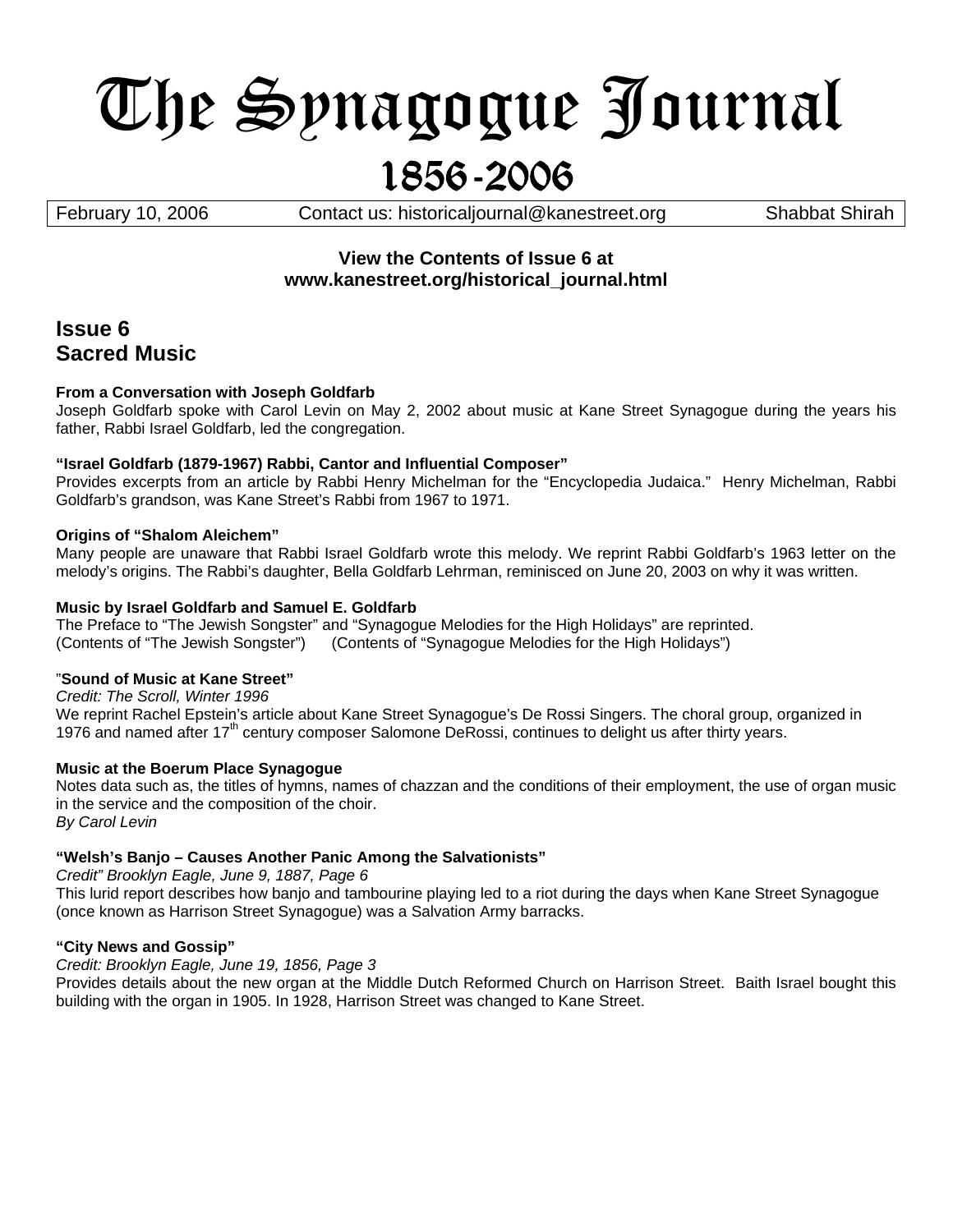# The Synagogue Journal

## 1856-2006

February 10, 2006 | Contact us: historicaljournal@kanestreet.org | Shabbat Shirah

**View the Contents of Issue 6 at www.kanestreet.org/historical_journal.html**

## Issue 6
## Sacred Music

**From a Conversation with Joseph Goldfarb**
Joseph Goldfarb spoke with Carol Levin on May 2, 2002 about music at Kane Street Synagogue during the years his father, Rabbi Israel Goldfarb, led the congregation.

**"Israel Goldfarb (1879-1967) Rabbi, Cantor and Influential Composer"**
Provides excerpts from an article by Rabbi Henry Michelman for the "Encyclopedia Judaica." Henry Michelman, Rabbi Goldfarb's grandson, was Kane Street's Rabbi from 1967 to 1971.

**Origins of "Shalom Aleichem"**
Many people are unaware that Rabbi Israel Goldfarb wrote this melody. We reprint Rabbi Goldfarb's 1963 letter on the melody's origins. The Rabbi's daughter, Bella Goldfarb Lehrman, reminisced on June 20, 2003 on why it was written.

**Music by Israel Goldfarb and Samuel E. Goldfarb**
The Preface to "The Jewish Songster" and "Synagogue Melodies for the High Holidays" are reprinted.
(Contents of "The Jewish Songster") (Contents of "Synagogue Melodies for the High Holidays")

"**Sound of Music at Kane Street"**
*Credit: The Scroll, Winter 1996*
We reprint Rachel Epstein's article about Kane Street Synagogue's De Rossi Singers. The choral group, organized in 1976 and named after 17th century composer Salomone DeRossi, continues to delight us after thirty years.

**Music at the Boerum Place Synagogue**
Notes data such as, the titles of hymns, names of chazzan and the conditions of their employment, the use of organ music in the service and the composition of the choir.
*By Carol Levin*

**"Welsh's Banjo – Causes Another Panic Among the Salvationists"**
*Credit" Brooklyn Eagle, June 9, 1887, Page 6*
This lurid report describes how banjo and tambourine playing led to a riot during the days when Kane Street Synagogue (once known as Harrison Street Synagogue) was a Salvation Army barracks.

**"City News and Gossip"**
*Credit: Brooklyn Eagle, June 19, 1856, Page 3*
Provides details about the new organ at the Middle Dutch Reformed Church on Harrison Street. Baith Israel bought this building with the organ in 1905. In 1928, Harrison Street was changed to Kane Street.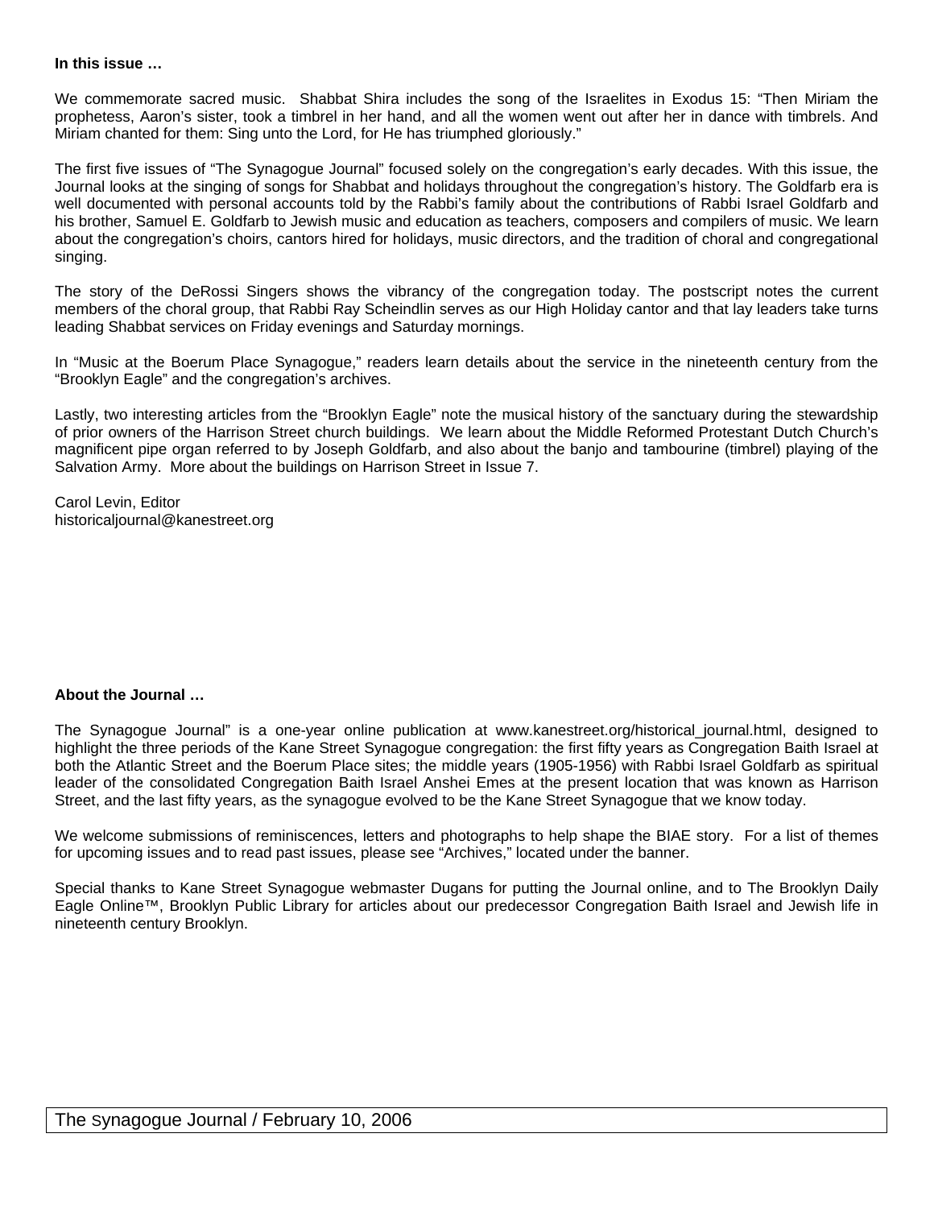**In this issue …**

We commemorate sacred music. Shabbat Shira includes the song of the Israelites in Exodus 15: "Then Miriam the prophetess, Aaron's sister, took a timbrel in her hand, and all the women went out after her in dance with timbrels. And Miriam chanted for them: Sing unto the Lord, for He has triumphed gloriously."

The first five issues of "The Synagogue Journal" focused solely on the congregation's early decades. With this issue, the Journal looks at the singing of songs for Shabbat and holidays throughout the congregation's history. The Goldfarb era is well documented with personal accounts told by the Rabbi's family about the contributions of Rabbi Israel Goldfarb and his brother, Samuel E. Goldfarb to Jewish music and education as teachers, composers and compilers of music. We learn about the congregation's choirs, cantors hired for holidays, music directors, and the tradition of choral and congregational singing.

The story of the DeRossi Singers shows the vibrancy of the congregation today. The postscript notes the current members of the choral group, that Rabbi Ray Scheindlin serves as our High Holiday cantor and that lay leaders take turns leading Shabbat services on Friday evenings and Saturday mornings.

In "Music at the Boerum Place Synagogue," readers learn details about the service in the nineteenth century from the "Brooklyn Eagle" and the congregation's archives.

Lastly, two interesting articles from the "Brooklyn Eagle" note the musical history of the sanctuary during the stewardship of prior owners of the Harrison Street church buildings. We learn about the Middle Reformed Protestant Dutch Church's magnificent pipe organ referred to by Joseph Goldfarb, and also about the banjo and tambourine (timbrel) playing of the Salvation Army. More about the buildings on Harrison Street in Issue 7.

Carol Levin, Editor
historicaljournal@kanestreet.org

**About the Journal …**

The Synagogue Journal" is a one-year online publication at www.kanestreet.org/historical_journal.html, designed to highlight the three periods of the Kane Street Synagogue congregation: the first fifty years as Congregation Baith Israel at both the Atlantic Street and the Boerum Place sites; the middle years (1905-1956) with Rabbi Israel Goldfarb as spiritual leader of the consolidated Congregation Baith Israel Anshei Emes at the present location that was known as Harrison Street, and the last fifty years, as the synagogue evolved to be the Kane Street Synagogue that we know today.

We welcome submissions of reminiscences, letters and photographs to help shape the BIAE story. For a list of themes for upcoming issues and to read past issues, please see "Archives," located under the banner.

Special thanks to Kane Street Synagogue webmaster Dugans for putting the Journal online, and to The Brooklyn Daily Eagle Online™, Brooklyn Public Library for articles about our predecessor Congregation Baith Israel and Jewish life in nineteenth century Brooklyn.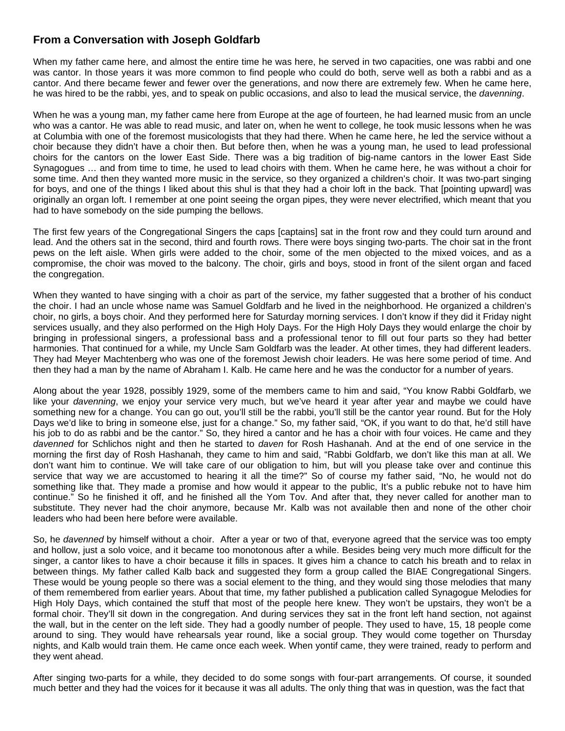## From a Conversation with Joseph Goldfarb

When my father came here, and almost the entire time he was here, he served in two capacities, one was rabbi and one was cantor. In those years it was more common to find people who could do both, serve well as both a rabbi and as a cantor. And there became fewer and fewer over the generations, and now there are extremely few. When he came here, he was hired to be the rabbi, yes, and to speak on public occasions, and also to lead the musical service, the *davenning*.

When he was a young man, my father came here from Europe at the age of fourteen, he had learned music from an uncle who was a cantor. He was able to read music, and later on, when he went to college, he took music lessons when he was at Columbia with one of the foremost musicologists that they had there. When he came here, he led the service without a choir because they didn't have a choir then. But before then, when he was a young man, he used to lead professional choirs for the cantors on the lower East Side. There was a big tradition of big-name cantors in the lower East Side Synagogues … and from time to time, he used to lead choirs with them. When he came here, he was without a choir for some time. And then they wanted more music in the service, so they organized a children's choir. It was two-part singing for boys, and one of the things I liked about this shul is that they had a choir loft in the back. That [pointing upward] was originally an organ loft. I remember at one point seeing the organ pipes, they were never electrified, which meant that you had to have somebody on the side pumping the bellows.

The first few years of the Congregational Singers the caps [captains] sat in the front row and they could turn around and lead. And the others sat in the second, third and fourth rows. There were boys singing two-parts. The choir sat in the front pews on the left aisle. When girls were added to the choir, some of the men objected to the mixed voices, and as a compromise, the choir was moved to the balcony. The choir, girls and boys, stood in front of the silent organ and faced the congregation.

When they wanted to have singing with a choir as part of the service, my father suggested that a brother of his conduct the choir. I had an uncle whose name was Samuel Goldfarb and he lived in the neighborhood. He organized a children's choir, no girls, a boys choir. And they performed here for Saturday morning services. I don't know if they did it Friday night services usually, and they also performed on the High Holy Days. For the High Holy Days they would enlarge the choir by bringing in professional singers, a professional bass and a professional tenor to fill out four parts so they had better harmonies. That continued for a while, my Uncle Sam Goldfarb was the leader. At other times, they had different leaders. They had Meyer Machtenberg who was one of the foremost Jewish choir leaders. He was here some period of time. And then they had a man by the name of Abraham I. Kalb. He came here and he was the conductor for a number of years.

Along about the year 1928, possibly 1929, some of the members came to him and said, "You know Rabbi Goldfarb, we like your *davenning*, we enjoy your service very much, but we've heard it year after year and maybe we could have something new for a change. You can go out, you'll still be the rabbi, you'll still be the cantor year round. But for the Holy Days we'd like to bring in someone else, just for a change." So, my father said, "OK, if you want to do that, he'd still have his job to do as rabbi and be the cantor." So, they hired a cantor and he has a choir with four voices. He came and they *davenned* for Schlichos night and then he started to *daven* for Rosh Hashanah. And at the end of one service in the morning the first day of Rosh Hashanah, they came to him and said, "Rabbi Goldfarb, we don't like this man at all. We don't want him to continue. We will take care of our obligation to him, but will you please take over and continue this service that way we are accustomed to hearing it all the time?" So of course my father said, "No, he would not do something like that. They made a promise and how would it appear to the public, It's a public rebuke not to have him continue." So he finished it off, and he finished all the Yom Tov. And after that, they never called for another man to substitute. They never had the choir anymore, because Mr. Kalb was not available then and none of the other choir leaders who had been here before were available.

So, he *davenned* by himself without a choir. After a year or two of that, everyone agreed that the service was too empty and hollow, just a solo voice, and it became too monotonous after a while. Besides being very much more difficult for the singer, a cantor likes to have a choir because it fills in spaces. It gives him a chance to catch his breath and to relax in between things. My father called Kalb back and suggested they form a group called the BIAE Congregational Singers. These would be young people so there was a social element to the thing, and they would sing those melodies that many of them remembered from earlier years. About that time, my father published a publication called Synagogue Melodies for High Holy Days, which contained the stuff that most of the people here knew. They won't be upstairs, they won't be a formal choir. They'll sit down in the congregation. And during services they sat in the front left hand section, not against the wall, but in the center on the left side. They had a goodly number of people. They used to have, 15, 18 people come around to sing. They would have rehearsals year round, like a social group. They would come together on Thursday nights, and Kalb would train them. He came once each week. When yontif came, they were trained, ready to perform and they went ahead.

After singing two-parts for a while, they decided to do some songs with four-part arrangements. Of course, it sounded much better and they had the voices for it because it was all adults. The only thing that was in question, was the fact that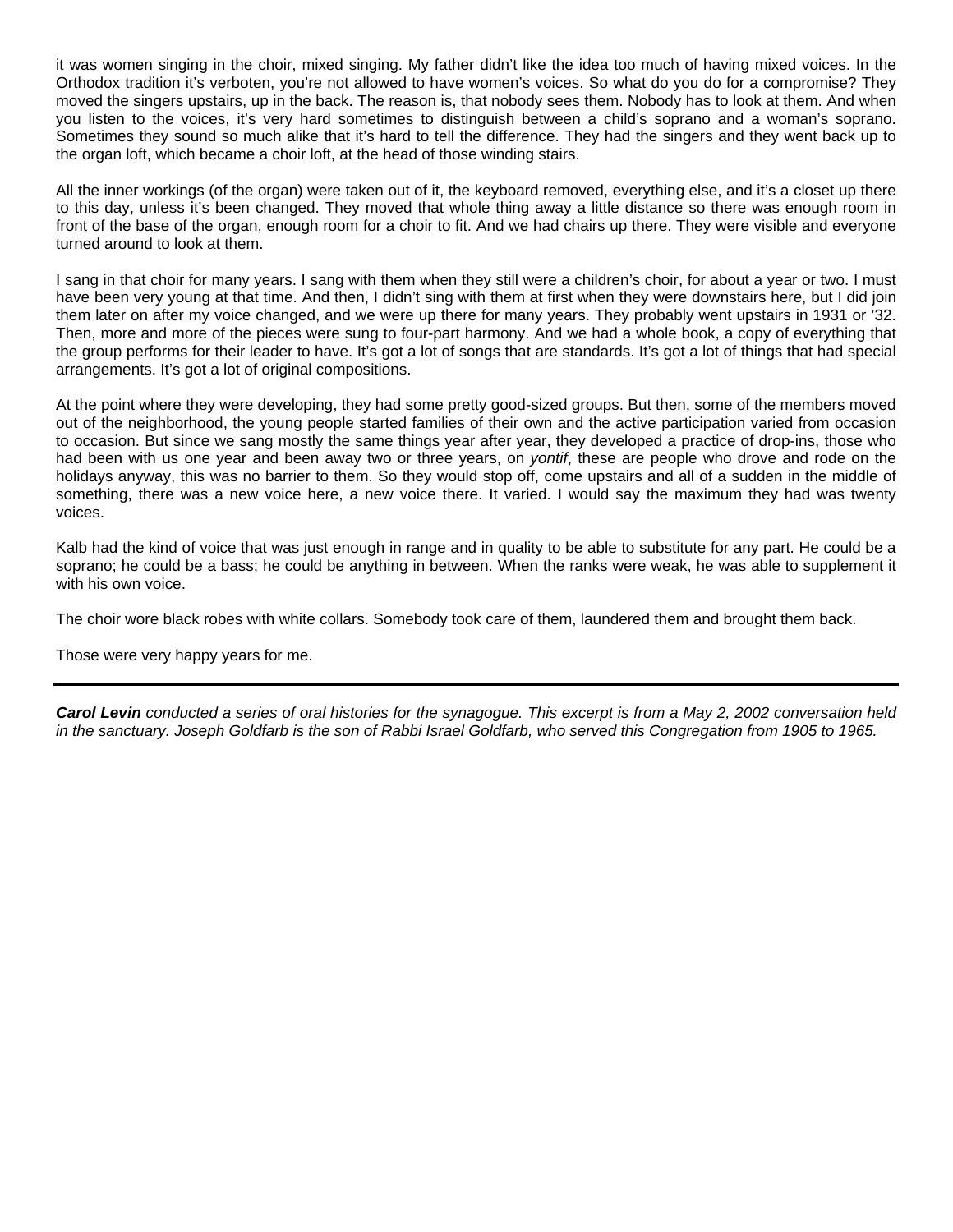it was women singing in the choir, mixed singing. My father didn't like the idea too much of having mixed voices. In the Orthodox tradition it's verboten, you're not allowed to have women's voices. So what do you do for a compromise? They moved the singers upstairs, up in the back. The reason is, that nobody sees them. Nobody has to look at them. And when you listen to the voices, it's very hard sometimes to distinguish between a child's soprano and a woman's soprano. Sometimes they sound so much alike that it's hard to tell the difference. They had the singers and they went back up to the organ loft, which became a choir loft, at the head of those winding stairs.

All the inner workings (of the organ) were taken out of it, the keyboard removed, everything else, and it's a closet up there to this day, unless it's been changed. They moved that whole thing away a little distance so there was enough room in front of the base of the organ, enough room for a choir to fit. And we had chairs up there. They were visible and everyone turned around to look at them.

I sang in that choir for many years. I sang with them when they still were a children's choir, for about a year or two. I must have been very young at that time. And then, I didn't sing with them at first when they were downstairs here, but I did join them later on after my voice changed, and we were up there for many years. They probably went upstairs in 1931 or '32. Then, more and more of the pieces were sung to four-part harmony. And we had a whole book, a copy of everything that the group performs for their leader to have. It's got a lot of songs that are standards. It's got a lot of things that had special arrangements. It's got a lot of original compositions.

At the point where they were developing, they had some pretty good-sized groups. But then, some of the members moved out of the neighborhood, the young people started families of their own and the active participation varied from occasion to occasion. But since we sang mostly the same things year after year, they developed a practice of drop-ins, those who had been with us one year and been away two or three years, on *yontif*, these are people who drove and rode on the holidays anyway, this was no barrier to them. So they would stop off, come upstairs and all of a sudden in the middle of something, there was a new voice here, a new voice there. It varied. I would say the maximum they had was twenty voices.

Kalb had the kind of voice that was just enough in range and in quality to be able to substitute for any part. He could be a soprano; he could be a bass; he could be anything in between. When the ranks were weak, he was able to supplement it with his own voice.

The choir wore black robes with white collars. Somebody took care of them, laundered them and brought them back.

Those were very happy years for me.

---

***Carol Levin*** *conducted a series of oral histories for the synagogue. This excerpt is from a May 2, 2002 conversation held in the sanctuary. Joseph Goldfarb is the son of Rabbi Israel Goldfarb, who served this Congregation from 1905 to 1965.*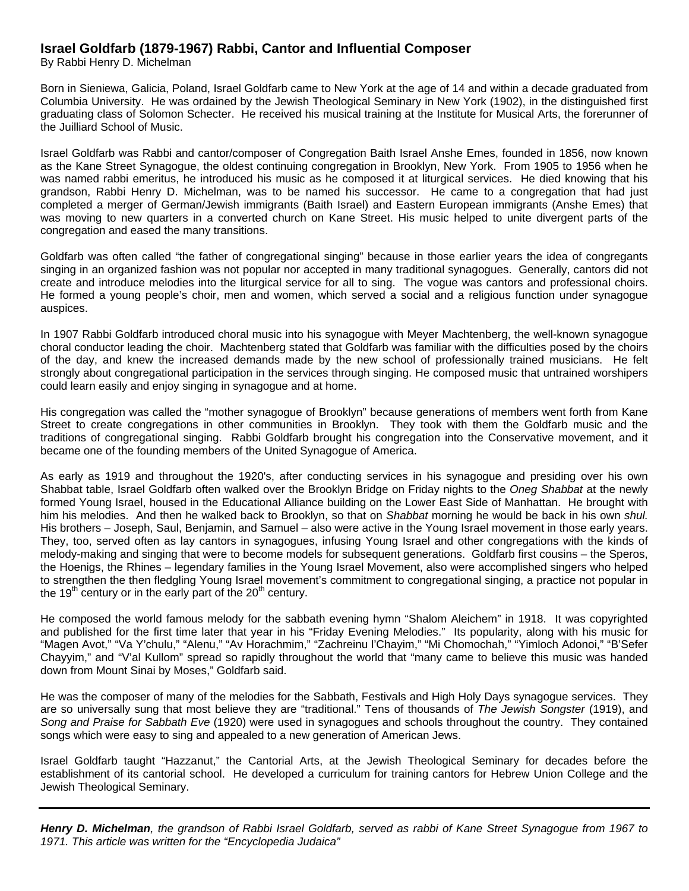## Israel Goldfarb (1879-1967) Rabbi, Cantor and Influential Composer

By Rabbi Henry D. Michelman

Born in Sieniewa, Galicia, Poland, Israel Goldfarb came to New York at the age of 14 and within a decade graduated from Columbia University. He was ordained by the Jewish Theological Seminary in New York (1902), in the distinguished first graduating class of Solomon Schecter. He received his musical training at the Institute for Musical Arts, the forerunner of the Juilliard School of Music.

Israel Goldfarb was Rabbi and cantor/composer of Congregation Baith Israel Anshe Emes, founded in 1856, now known as the Kane Street Synagogue, the oldest continuing congregation in Brooklyn, New York. From 1905 to 1956 when he was named rabbi emeritus, he introduced his music as he composed it at liturgical services. He died knowing that his grandson, Rabbi Henry D. Michelman, was to be named his successor. He came to a congregation that had just completed a merger of German/Jewish immigrants (Baith Israel) and Eastern European immigrants (Anshe Emes) that was moving to new quarters in a converted church on Kane Street. His music helped to unite divergent parts of the congregation and eased the many transitions.

Goldfarb was often called "the father of congregational singing" because in those earlier years the idea of congregants singing in an organized fashion was not popular nor accepted in many traditional synagogues. Generally, cantors did not create and introduce melodies into the liturgical service for all to sing. The vogue was cantors and professional choirs. He formed a young people's choir, men and women, which served a social and a religious function under synagogue auspices.

In 1907 Rabbi Goldfarb introduced choral music into his synagogue with Meyer Machtenberg, the well-known synagogue choral conductor leading the choir. Machtenberg stated that Goldfarb was familiar with the difficulties posed by the choirs of the day, and knew the increased demands made by the new school of professionally trained musicians. He felt strongly about congregational participation in the services through singing. He composed music that untrained worshipers could learn easily and enjoy singing in synagogue and at home.

His congregation was called the "mother synagogue of Brooklyn" because generations of members went forth from Kane Street to create congregations in other communities in Brooklyn. They took with them the Goldfarb music and the traditions of congregational singing. Rabbi Goldfarb brought his congregation into the Conservative movement, and it became one of the founding members of the United Synagogue of America.

As early as 1919 and throughout the 1920's, after conducting services in his synagogue and presiding over his own Shabbat table, Israel Goldfarb often walked over the Brooklyn Bridge on Friday nights to the *Oneg Shabbat* at the newly formed Young Israel, housed in the Educational Alliance building on the Lower East Side of Manhattan. He brought with him his melodies. And then he walked back to Brooklyn, so that on *Shabbat* morning he would be back in his own *shul.* His brothers – Joseph, Saul, Benjamin, and Samuel – also were active in the Young Israel movement in those early years. They, too, served often as lay cantors in synagogues, infusing Young Israel and other congregations with the kinds of melody-making and singing that were to become models for subsequent generations. Goldfarb first cousins – the Speros, the Hoenigs, the Rhines – legendary families in the Young Israel Movement, also were accomplished singers who helped to strengthen the then fledgling Young Israel movement's commitment to congregational singing, a practice not popular in the 19th century or in the early part of the 20th century.

He composed the world famous melody for the sabbath evening hymn "Shalom Aleichem" in 1918. It was copyrighted and published for the first time later that year in his "Friday Evening Melodies." Its popularity, along with his music for "Magen Avot," "Va Y'chulu," "Alenu," "Av Horachmim," "Zachreinu l'Chayim," "Mi Chomochah," "Yimloch Adonoi," "B'Sefer Chayyim," and "V'al Kullom" spread so rapidly throughout the world that "many came to believe this music was handed down from Mount Sinai by Moses," Goldfarb said.

He was the composer of many of the melodies for the Sabbath, Festivals and High Holy Days synagogue services. They are so universally sung that most believe they are "traditional." Tens of thousands of *The Jewish Songster* (1919), and *Song and Praise for Sabbath Eve* (1920) were used in synagogues and schools throughout the country. They contained songs which were easy to sing and appealed to a new generation of American Jews.

Israel Goldfarb taught "Hazzanut," the Cantorial Arts, at the Jewish Theological Seminary for decades before the establishment of its cantorial school. He developed a curriculum for training cantors for Hebrew Union College and the Jewish Theological Seminary.

---

***Henry D. Michelman****, the grandson of Rabbi Israel Goldfarb, served as rabbi of Kane Street Synagogue from 1967 to 1971. This article was written for the "Encyclopedia Judaica"*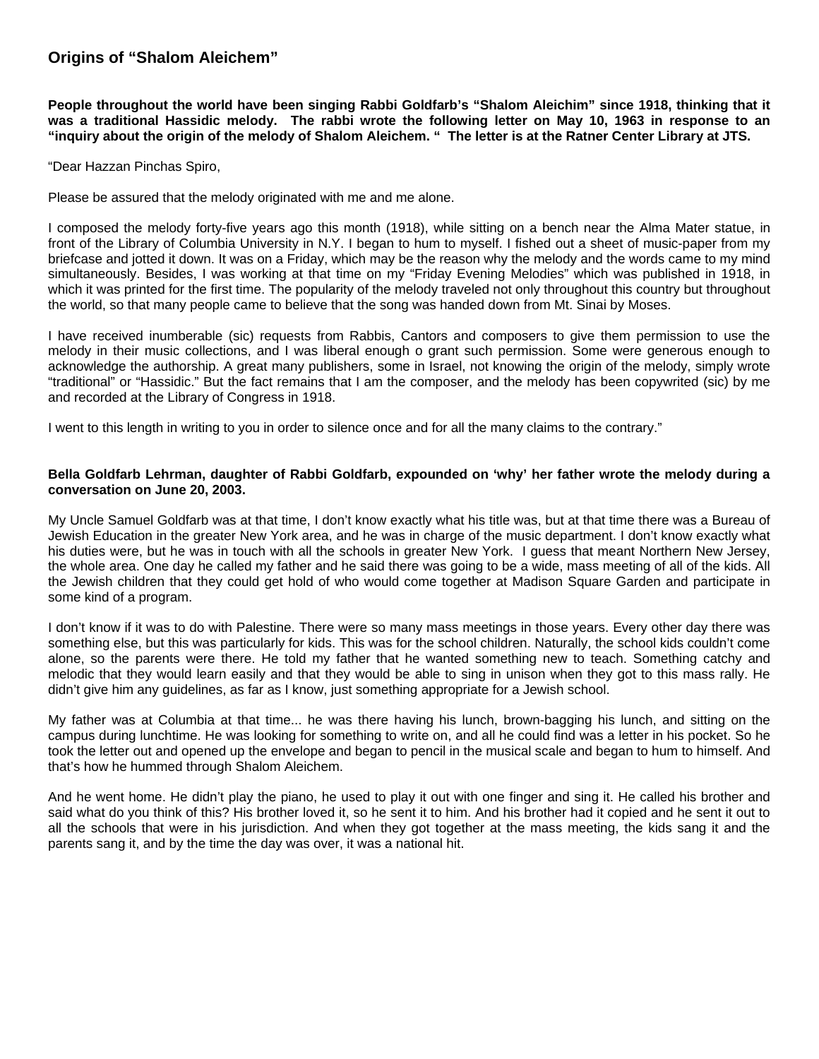## Origins of "Shalom Aleichem"

**People throughout the world have been singing Rabbi Goldfarb's "Shalom Aleichim" since 1918, thinking that it was a traditional Hassidic melody. The rabbi wrote the following letter on May 10, 1963 in response to an "inquiry about the origin of the melody of Shalom Aleichem. " The letter is at the Ratner Center Library at JTS.**

"Dear Hazzan Pinchas Spiro,

Please be assured that the melody originated with me and me alone.

I composed the melody forty-five years ago this month (1918), while sitting on a bench near the Alma Mater statue, in front of the Library of Columbia University in N.Y. I began to hum to myself. I fished out a sheet of music-paper from my briefcase and jotted it down. It was on a Friday, which may be the reason why the melody and the words came to my mind simultaneously. Besides, I was working at that time on my "Friday Evening Melodies" which was published in 1918, in which it was printed for the first time. The popularity of the melody traveled not only throughout this country but throughout the world, so that many people came to believe that the song was handed down from Mt. Sinai by Moses.

I have received inumberable (sic) requests from Rabbis, Cantors and composers to give them permission to use the melody in their music collections, and I was liberal enough o grant such permission. Some were generous enough to acknowledge the authorship. A great many publishers, some in Israel, not knowing the origin of the melody, simply wrote "traditional" or "Hassidic." But the fact remains that I am the composer, and the melody has been copywrited (sic) by me and recorded at the Library of Congress in 1918.

I went to this length in writing to you in order to silence once and for all the many claims to the contrary."

**Bella Goldfarb Lehrman, daughter of Rabbi Goldfarb, expounded on 'why' her father wrote the melody during a conversation on June 20, 2003.**

My Uncle Samuel Goldfarb was at that time, I don't know exactly what his title was, but at that time there was a Bureau of Jewish Education in the greater New York area, and he was in charge of the music department. I don't know exactly what his duties were, but he was in touch with all the schools in greater New York. I guess that meant Northern New Jersey, the whole area. One day he called my father and he said there was going to be a wide, mass meeting of all of the kids. All the Jewish children that they could get hold of who would come together at Madison Square Garden and participate in some kind of a program.

I don't know if it was to do with Palestine. There were so many mass meetings in those years. Every other day there was something else, but this was particularly for kids. This was for the school children. Naturally, the school kids couldn't come alone, so the parents were there. He told my father that he wanted something new to teach. Something catchy and melodic that they would learn easily and that they would be able to sing in unison when they got to this mass rally. He didn't give him any guidelines, as far as I know, just something appropriate for a Jewish school.

My father was at Columbia at that time... he was there having his lunch, brown-bagging his lunch, and sitting on the campus during lunchtime. He was looking for something to write on, and all he could find was a letter in his pocket. So he took the letter out and opened up the envelope and began to pencil in the musical scale and began to hum to himself. And that's how he hummed through Shalom Aleichem.

And he went home. He didn't play the piano, he used to play it out with one finger and sing it. He called his brother and said what do you think of this? His brother loved it, so he sent it to him. And his brother had it copied and he sent it out to all the schools that were in his jurisdiction. And when they got together at the mass meeting, the kids sang it and the parents sang it, and by the time the day was over, it was a national hit.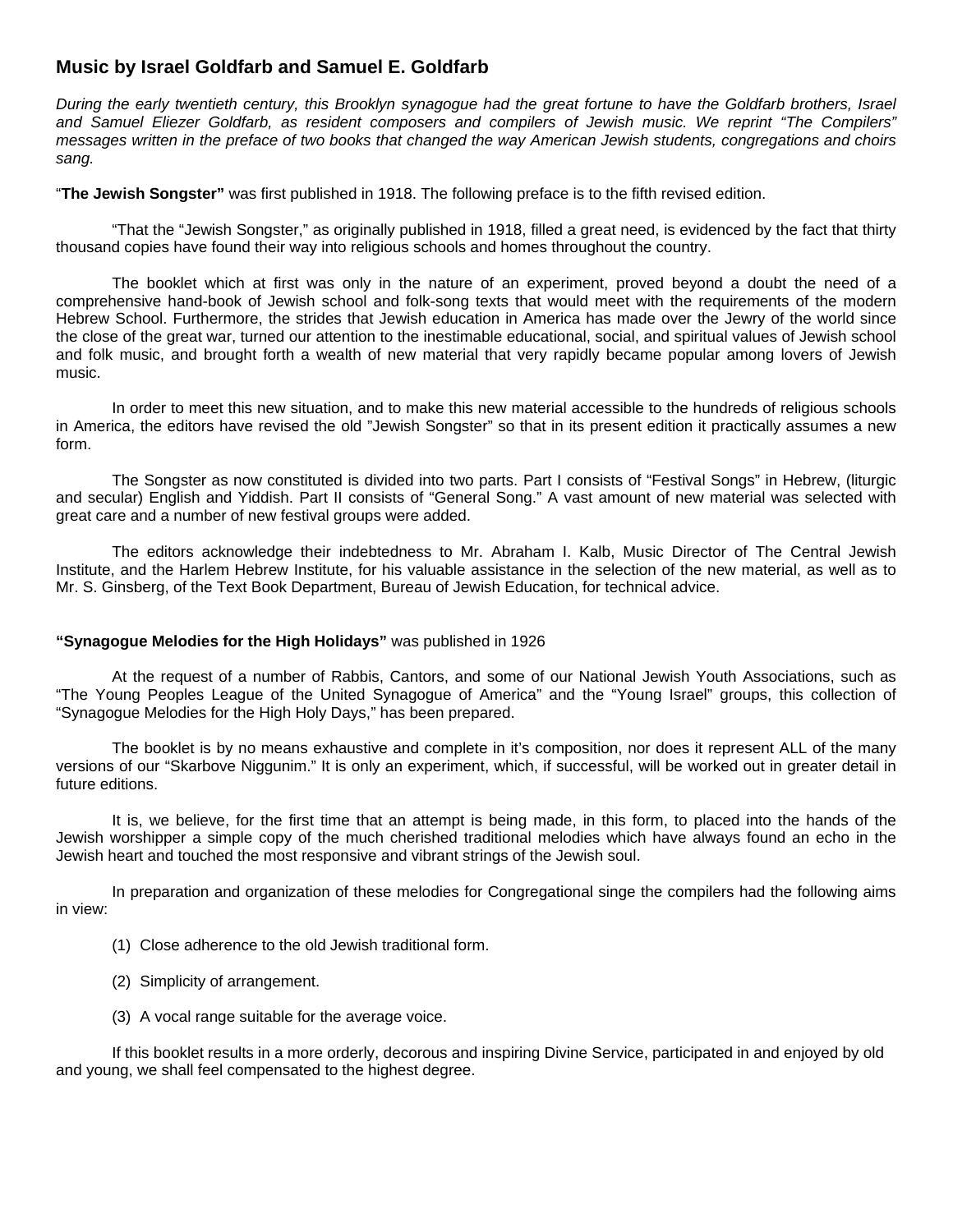## Music by Israel Goldfarb and Samuel E. Goldfarb

*During the early twentieth century, this Brooklyn synagogue had the great fortune to have the Goldfarb brothers, Israel and Samuel Eliezer Goldfarb, as resident composers and compilers of Jewish music. We reprint "The Compilers" messages written in the preface of two books that changed the way American Jewish students, congregations and choirs sang.*

"**The Jewish Songster"** was first published in 1918. The following preface is to the fifth revised edition.

"That the "Jewish Songster," as originally published in 1918, filled a great need, is evidenced by the fact that thirty thousand copies have found their way into religious schools and homes throughout the country.

The booklet which at first was only in the nature of an experiment, proved beyond a doubt the need of a comprehensive hand-book of Jewish school and folk-song texts that would meet with the requirements of the modern Hebrew School. Furthermore, the strides that Jewish education in America has made over the Jewry of the world since the close of the great war, turned our attention to the inestimable educational, social, and spiritual values of Jewish school and folk music, and brought forth a wealth of new material that very rapidly became popular among lovers of Jewish music.

In order to meet this new situation, and to make this new material accessible to the hundreds of religious schools in America, the editors have revised the old "Jewish Songster" so that in its present edition it practically assumes a new form.

The Songster as now constituted is divided into two parts. Part I consists of "Festival Songs" in Hebrew, (liturgic and secular) English and Yiddish. Part II consists of "General Song." A vast amount of new material was selected with great care and a number of new festival groups were added.

The editors acknowledge their indebtedness to Mr. Abraham I. Kalb, Music Director of The Central Jewish Institute, and the Harlem Hebrew Institute, for his valuable assistance in the selection of the new material, as well as to Mr. S. Ginsberg, of the Text Book Department, Bureau of Jewish Education, for technical advice.

**"Synagogue Melodies for the High Holidays"** was published in 1926

At the request of a number of Rabbis, Cantors, and some of our National Jewish Youth Associations, such as "The Young Peoples League of the United Synagogue of America" and the "Young Israel" groups, this collection of "Synagogue Melodies for the High Holy Days," has been prepared.

The booklet is by no means exhaustive and complete in it's composition, nor does it represent ALL of the many versions of our "Skarbove Niggunim." It is only an experiment, which, if successful, will be worked out in greater detail in future editions.

It is, we believe, for the first time that an attempt is being made, in this form, to placed into the hands of the Jewish worshipper a simple copy of the much cherished traditional melodies which have always found an echo in the Jewish heart and touched the most responsive and vibrant strings of the Jewish soul.

In preparation and organization of these melodies for Congregational singe the compilers had the following aims in view:

(1) Close adherence to the old Jewish traditional form.

(2) Simplicity of arrangement.

(3) A vocal range suitable for the average voice.

If this booklet results in a more orderly, decorous and inspiring Divine Service, participated in and enjoyed by old and young, we shall feel compensated to the highest degree.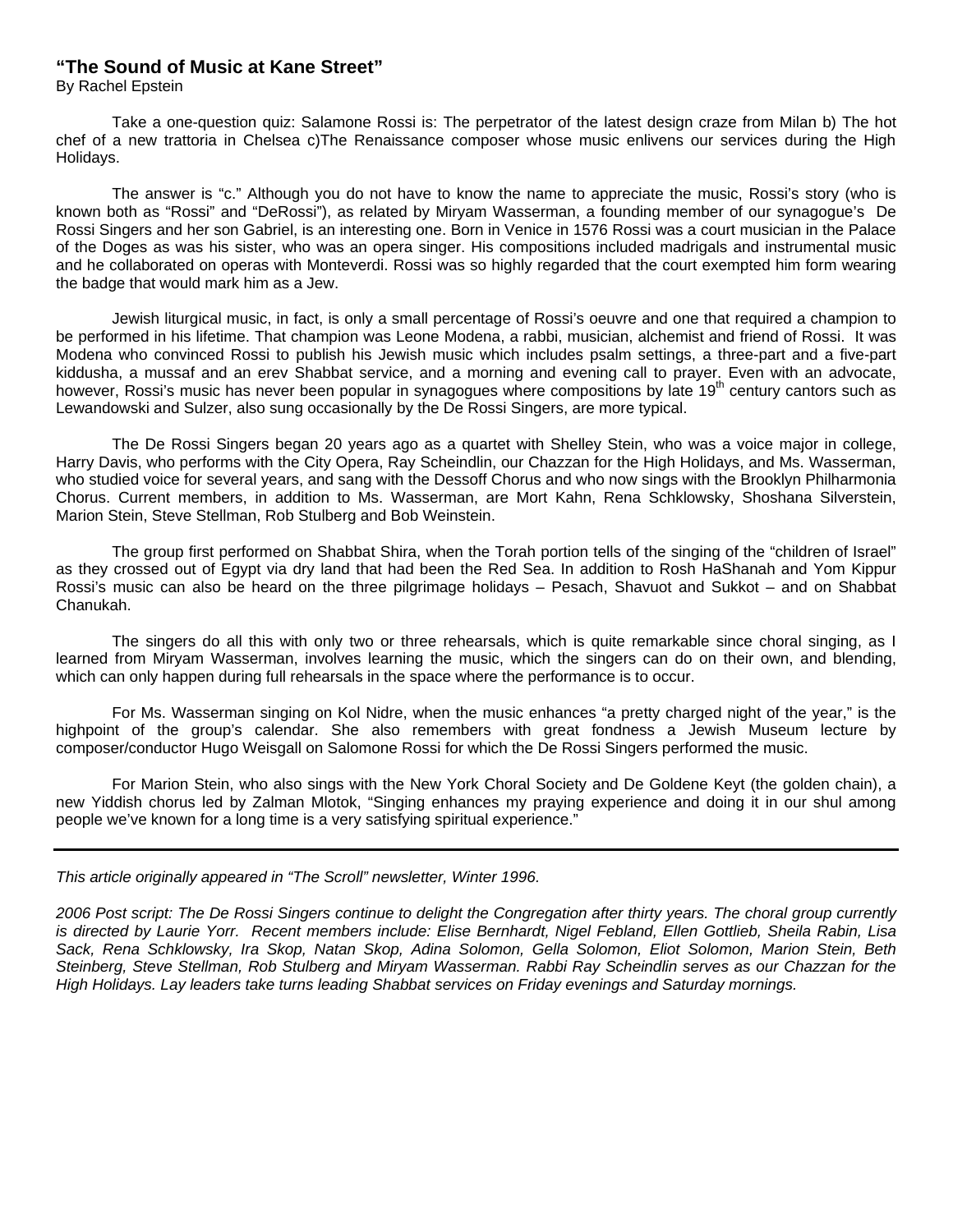### "The Sound of Music at Kane Street"

By Rachel Epstein

Take a one-question quiz: Salamone Rossi is: The perpetrator of the latest design craze from Milan b) The hot chef of a new trattoria in Chelsea c)The Renaissance composer whose music enlivens our services during the High Holidays.

The answer is "c." Although you do not have to know the name to appreciate the music, Rossi's story (who is known both as "Rossi" and "DeRossi"), as related by Miryam Wasserman, a founding member of our synagogue's De Rossi Singers and her son Gabriel, is an interesting one. Born in Venice in 1576 Rossi was a court musician in the Palace of the Doges as was his sister, who was an opera singer. His compositions included madrigals and instrumental music and he collaborated on operas with Monteverdi. Rossi was so highly regarded that the court exempted him form wearing the badge that would mark him as a Jew.

Jewish liturgical music, in fact, is only a small percentage of Rossi's oeuvre and one that required a champion to be performed in his lifetime. That champion was Leone Modena, a rabbi, musician, alchemist and friend of Rossi. It was Modena who convinced Rossi to publish his Jewish music which includes psalm settings, a three-part and a five-part kiddusha, a mussaf and an erev Shabbat service, and a morning and evening call to prayer. Even with an advocate, however, Rossi's music has never been popular in synagogues where compositions by late 19th century cantors such as Lewandowski and Sulzer, also sung occasionally by the De Rossi Singers, are more typical.

The De Rossi Singers began 20 years ago as a quartet with Shelley Stein, who was a voice major in college, Harry Davis, who performs with the City Opera, Ray Scheindlin, our Chazzan for the High Holidays, and Ms. Wasserman, who studied voice for several years, and sang with the Dessoff Chorus and who now sings with the Brooklyn Philharmonia Chorus. Current members, in addition to Ms. Wasserman, are Mort Kahn, Rena Schklowsky, Shoshana Silverstein, Marion Stein, Steve Stellman, Rob Stulberg and Bob Weinstein.

The group first performed on Shabbat Shira, when the Torah portion tells of the singing of the "children of Israel" as they crossed out of Egypt via dry land that had been the Red Sea. In addition to Rosh HaShanah and Yom Kippur Rossi's music can also be heard on the three pilgrimage holidays – Pesach, Shavuot and Sukkot – and on Shabbat Chanukah.

The singers do all this with only two or three rehearsals, which is quite remarkable since choral singing, as I learned from Miryam Wasserman, involves learning the music, which the singers can do on their own, and blending, which can only happen during full rehearsals in the space where the performance is to occur.

For Ms. Wasserman singing on Kol Nidre, when the music enhances "a pretty charged night of the year," is the highpoint of the group's calendar. She also remembers with great fondness a Jewish Museum lecture by composer/conductor Hugo Weisgall on Salomone Rossi for which the De Rossi Singers performed the music.

For Marion Stein, who also sings with the New York Choral Society and De Goldene Keyt (the golden chain), a new Yiddish chorus led by Zalman Mlotok, "Singing enhances my praying experience and doing it in our shul among people we've known for a long time is a very satisfying spiritual experience."

---

*This article originally appeared in "The Scroll" newsletter, Winter 1996.*

*2006 Post script: The De Rossi Singers continue to delight the Congregation after thirty years. The choral group currently is directed by Laurie Yorr. Recent members include: Elise Bernhardt, Nigel Febland, Ellen Gottlieb, Sheila Rabin, Lisa Sack, Rena Schklowsky, Ira Skop, Natan Skop, Adina Solomon, Gella Solomon, Eliot Solomon, Marion Stein, Beth Steinberg, Steve Stellman, Rob Stulberg and Miryam Wasserman. Rabbi Ray Scheindlin serves as our Chazzan for the High Holidays. Lay leaders take turns leading Shabbat services on Friday evenings and Saturday mornings.*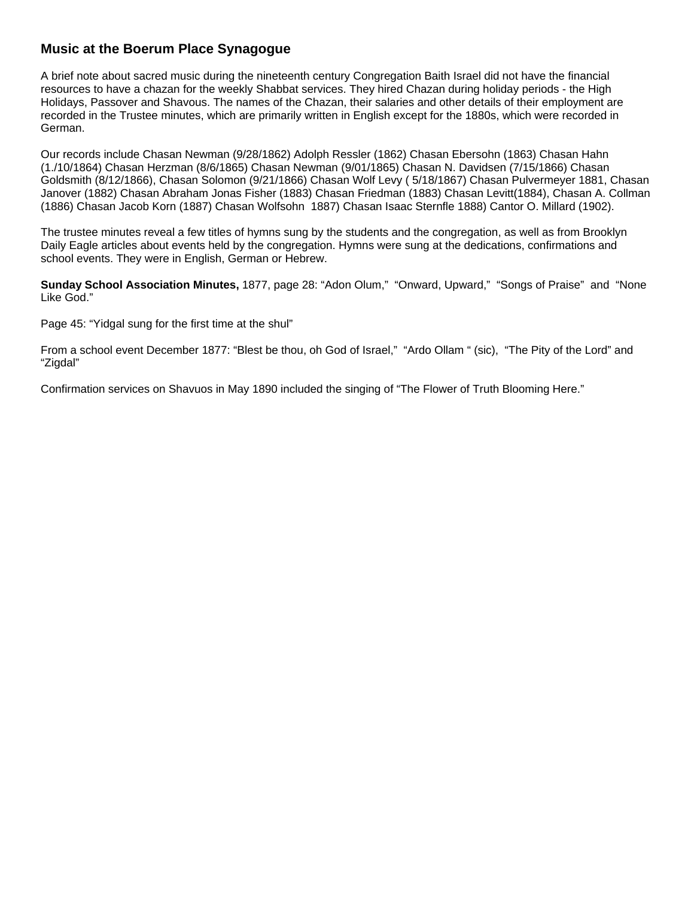## Music at the Boerum Place Synagogue

A brief note about sacred music during the nineteenth century Congregation Baith Israel did not have the financial resources to have a chazan for the weekly Shabbat services. They hired Chazan during holiday periods - the High Holidays, Passover and Shavous. The names of the Chazan, their salaries and other details of their employment are recorded in the Trustee minutes, which are primarily written in English except for the 1880s, which were recorded in German.

Our records include Chasan Newman (9/28/1862) Adolph Ressler (1862) Chasan Ebersohn (1863) Chasan Hahn (1./10/1864) Chasan Herzman (8/6/1865) Chasan Newman (9/01/1865) Chasan N. Davidsen (7/15/1866) Chasan Goldsmith (8/12/1866), Chasan Solomon (9/21/1866) Chasan Wolf Levy ( 5/18/1867) Chasan Pulvermeyer 1881, Chasan Janover (1882) Chasan Abraham Jonas Fisher (1883) Chasan Friedman (1883) Chasan Levitt(1884), Chasan A. Collman (1886) Chasan Jacob Korn (1887) Chasan Wolfsohn 1887) Chasan Isaac Sternfle 1888) Cantor O. Millard (1902).

The trustee minutes reveal a few titles of hymns sung by the students and the congregation, as well as from Brooklyn Daily Eagle articles about events held by the congregation. Hymns were sung at the dedications, confirmations and school events. They were in English, German or Hebrew.

**Sunday School Association Minutes,** 1877, page 28: "Adon Olum," "Onward, Upward," "Songs of Praise" and "None Like God."

Page 45: "Yidgal sung for the first time at the shul"

From a school event December 1877: "Blest be thou, oh God of Israel," "Ardo Ollam " (sic), "The Pity of the Lord" and "Zigdal"

Confirmation services on Shavuos in May 1890 included the singing of "The Flower of Truth Blooming Here."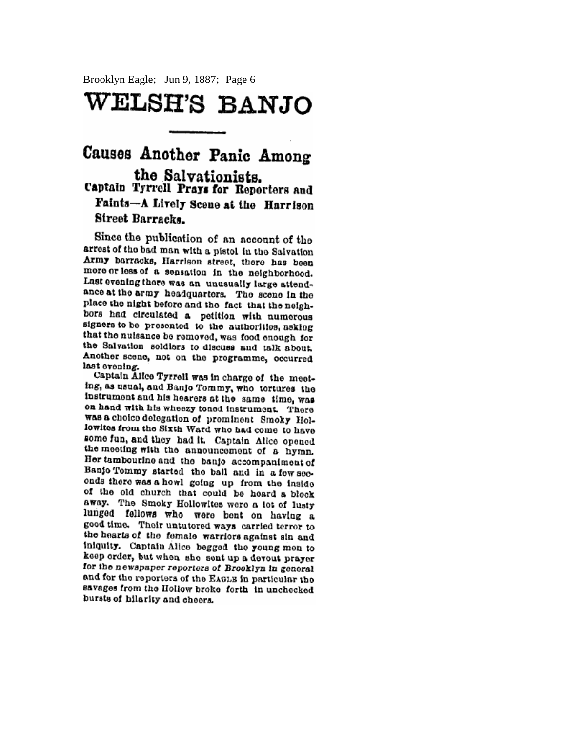Brooklyn Eagle; Jun 9, 1887; Page 6

# WELSH'S BANJO

## Causes Another Panic Among the Salvationists.

### Captain Tyrrell Prays for Reporters and Faints—A Lively Scene at the Harrison Street Barracks.

Since the publication of an account of the arrest of the bad man with a pistol in the Salvation Army barracks, Harrison street, there has been more or less of a sensation in the neighborhood. Last evening there was an unusually large attendance at the army headquarters. The scene in the place the night before and the fact that the neighbors had circulated a petition with numerous signers to be presented to the authorities, asking that the nuisance be removed, was food enough for the Salvation soldiers to discuss and talk about. Another scene, not on the programme, occurred last evening.

Captain Alice Tyrrell was in charge of the meeting, as usual, and Banjo Tommy, who tortures the instrument and his hearers at the same time, was on hand with his wheezy toned instrument. There was a choice delegation of prominent Smoky Hollowites from the Sixth Ward who had come to have some fun, and they had it. Captain Alice opened the meeting with the announcement of a hymn. Her tambourine and the banjo accompaniment of Banjo Tommy started the ball and in a few seconds there was a howl going up from the inside of the old church that could be heard a block away. The Smoky Hollowites were a lot of lusty lunged fellows who were bent on having a good time. Their untutored ways carried terror to the hearts of the female warriors against sin and iniquity. Captain Alice begged the young men to keep order, but when she sent up a devout prayer for the newspaper reporters of Brooklyn in general and for the reporters of the EAGLE in particular the savages from the Hollow broke forth in unchecked bursts of hilarity and cheers.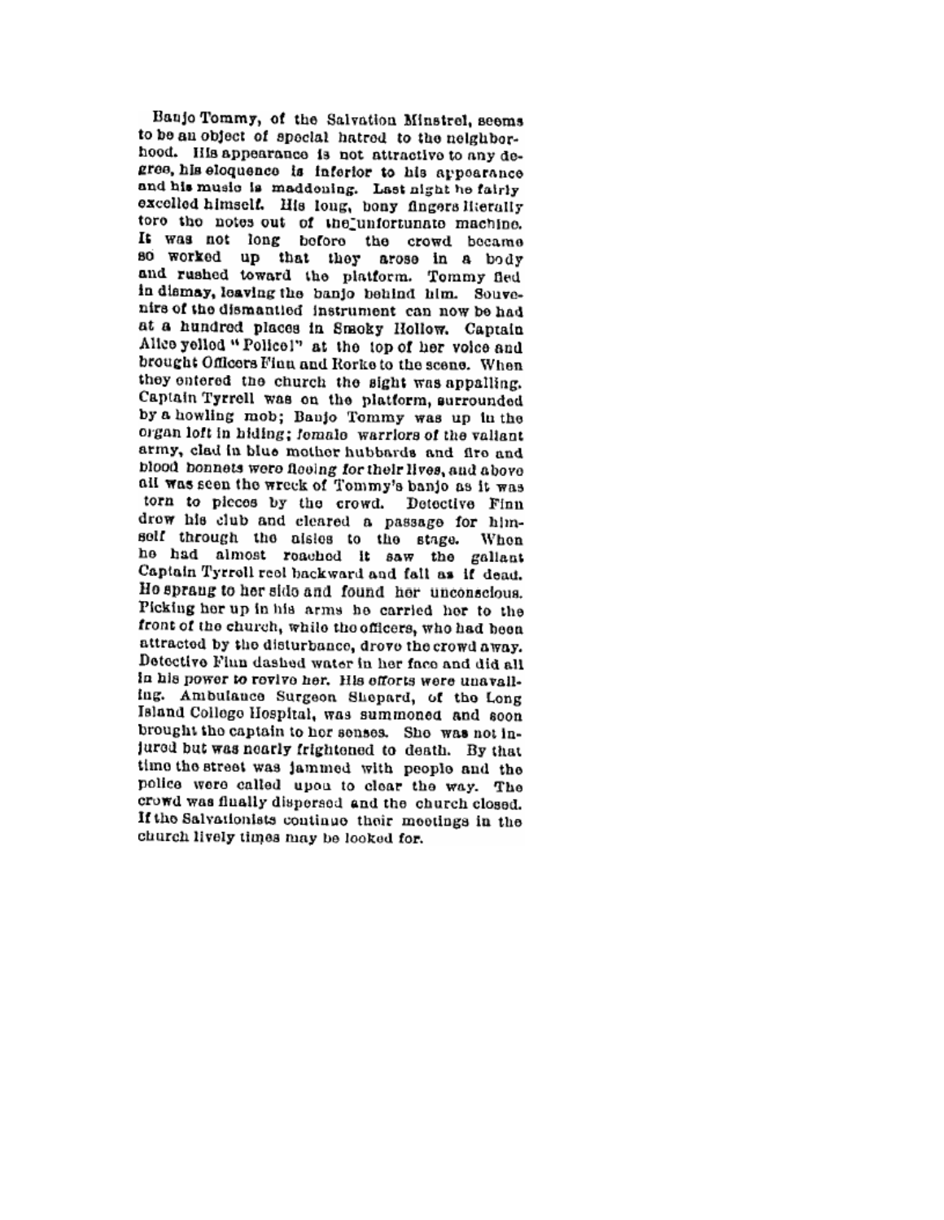Banjo Tommy, of the Salvation Minstrel, seems to be an object of special hatred to the neighborhood. His appearance is not attractive to any degree, his eloquence is inferior to his appearance and his music is maddening. Last night he fairly excelled himself. His long, bony fingers literally tore the notes out of the unfortunate machine. It was not long before the crowd became so worked up that they arose in a body and rushed toward the platform. Tommy fled in dismay, leaving the banjo behind him. Souvenirs of the dismantled instrument can now be had at a hundred places in Smoky Hollow. Captain Alice yelled "Police!" at the top of her voice and brought Officers Finn and Rorke to the scene. When they entered the church the sight was appalling. Captain Tyrrell was on the platform, surrounded by a howling mob; Banjo Tommy was up in the organ loft in hiding; female warriors of the valiant army, clad in blue mother hubbards and fire and blood bonnets were fleeing for their lives, and above all was seen the wreck of Tommy's banjo as it was torn to pieces by the crowd. Detective Finn drew his club and cleared a passage for himself through the aisles to the stage. When he had almost reached it saw the gallant Captain Tyrrell reel backward and fall as if dead. He sprang to her side and found her unconscious. Picking her up in his arms he carried her to the front of the church, while the officers, who had been attracted by the disturbance, drove the crowd away. Detective Finn dashed water in her face and did all in his power to revive her. His efforts were unavailing. Ambulance Surgeon Shepard, of the Long Island College Hospital, was summoned and soon brought the captain to her senses. She was not injured but was nearly frightened to death. By that time the street was jammed with people and the police were called upon to clear the way. The crowd was finally dispersed and the church closed. If the Salvationists continue their meetings in the church lively times may be looked for.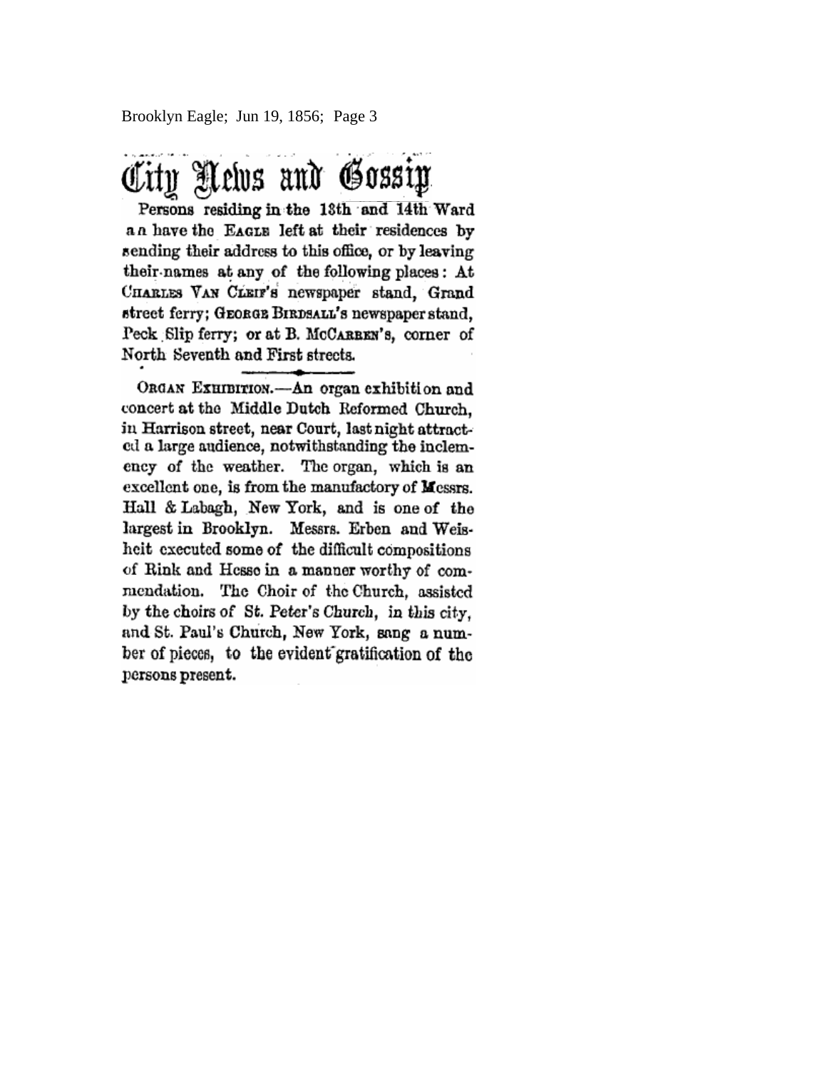Brooklyn Eagle; Jun 19, 1856; Page 3

# City News and Gossip

Persons residing in the 13th and 14th Ward an have the EAGLE left at their residences by sending their address to this office, or by leaving their names at any of the following places: At CHARLES VAN CLEIF's newspaper stand, Grand street ferry; GEORGE BIRDSALL's newspaper stand, Peck Slip ferry; or at B. MCCARREN's, corner of North Seventh and First streets.

ORGAN EXHIBITION.—An organ exhibition and concert at the Middle Dutch Reformed Church, in Harrison street, near Court, last night attracted a large audience, notwithstanding the inclemency of the weather. The organ, which is an excellent one, is from the manufactory of Messrs. Hall & Labagh, New York, and is one of the largest in Brooklyn. Messrs. Erben and Weisheit executed some of the difficult compositions of Rink and Hesse in a manner worthy of commendation. The Choir of the Church, assisted by the choirs of St. Peter's Church, in this city, and St. Paul's Church, New York, sang a number of pieces, to the evident gratification of the persons present.